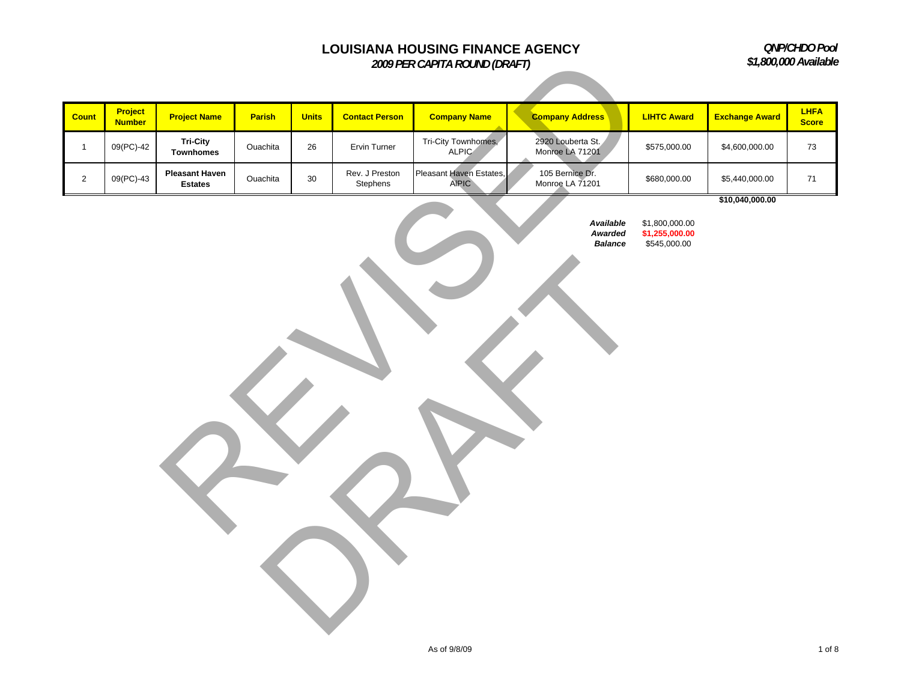# LOUISIANA HOUSING FINANCE AGENCY

## *2009 PER CAPITA ROUND (DRAFT)*

***QNP/CHDO Pool***
***$1,800,000 Available***

REVISED DRAFT

| Count | Project Number | Project Name | Parish | Units | Contact Person | Company Name | Company Address | LIHTC Award | Exchange Award | LHFA Score |
|---|---|---|---|---|---|---|---|---|---|---|
| 1 | 09(PC)-42 | **Tri-City Townhomes** | Ouachita | 26 | Ervin Turner | Tri-City Townhomes, ALPIC | 2920 Louberta St. Monroe LA 71201 | $575,000.00 | $4,600,000.00 | 73 |
| 2 | 09(PC)-43 | **Pleasant Haven Estates** | Ouachita | 30 | Rev. J Preston Stephens | Pleasant Haven Estates, AIPIC | 105 Bernice Dr. Monroe LA 71201 | $680,000.00 | $5,440,000.00 | 71 |
| | | | | | | | | | **$10,040,000.00** | |

| | |
|---|---|
| ***Available*** | $1,800,000.00 |
| ***Awarded*** | **$1,255,000.00** |
| ***Balance*** | $545,000.00 |

As of 9/8/09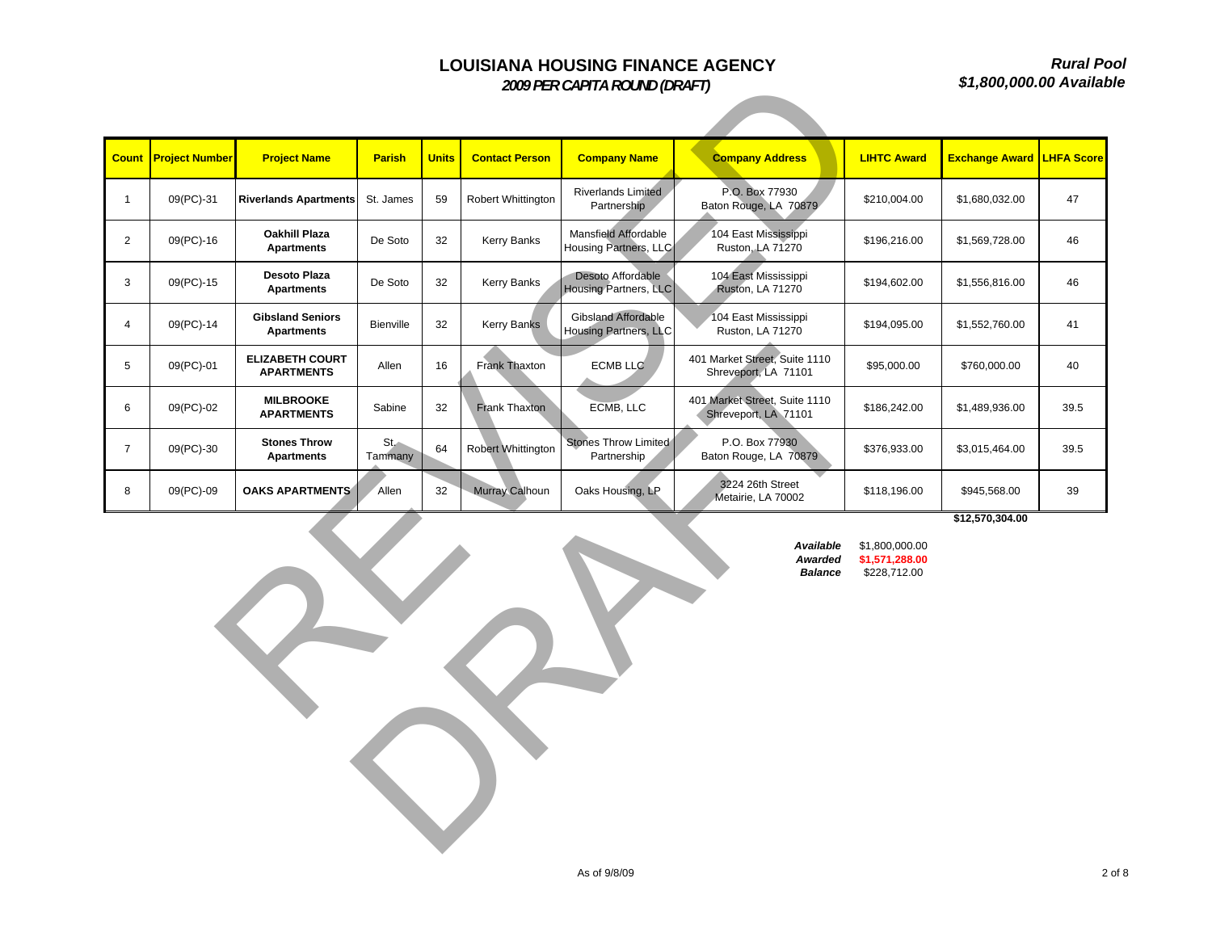# LOUISIANA HOUSING FINANCE AGENCY

## *2009 PER CAPITA ROUND (DRAFT)*

***Rural Pool***
***$1,800,000.00 Available***

REVISED DRAFT

| Count | Project Number | Project Name | Parish | Units | Contact Person | Company Name | Company Address | LIHTC Award | Exchange Award | LHFA Score |
|---|---|---|---|---|---|---|---|---|---|---|
| 1 | 09(PC)-31 | **Riverlands Apartments** | St. James | 59 | Robert Whittington | Riverlands Limited Partnership | P.O. Box 77930 Baton Rouge, LA 70879 | $210,004.00 | $1,680,032.00 | 47 |
| 2 | 09(PC)-16 | **Oakhill Plaza Apartments** | De Soto | 32 | Kerry Banks | Mansfield Affordable Housing Partners, LLC | 104 East Mississippi Ruston, LA 71270 | $196,216.00 | $1,569,728.00 | 46 |
| 3 | 09(PC)-15 | **Desoto Plaza Apartments** | De Soto | 32 | Kerry Banks | Desoto Affordable Housing Partners, LLC | 104 East Mississippi Ruston, LA 71270 | $194,602.00 | $1,556,816.00 | 46 |
| 4 | 09(PC)-14 | **Gibsland Seniors Apartments** | Bienville | 32 | Kerry Banks | Gibsland Affordable Housing Partners, LLC | 104 East Mississippi Ruston, LA 71270 | $194,095.00 | $1,552,760.00 | 41 |
| 5 | 09(PC)-01 | **ELIZABETH COURT APARTMENTS** | Allen | 16 | Frank Thaxton | ECMB LLC | 401 Market Street, Suite 1110 Shreveport, LA 71101 | $95,000.00 | $760,000.00 | 40 |
| 6 | 09(PC)-02 | **MILBROOKE APARTMENTS** | Sabine | 32 | Frank Thaxton | ECMB, LLC | 401 Market Street, Suite 1110 Shreveport, LA 71101 | $186,242.00 | $1,489,936.00 | 39.5 |
| 7 | 09(PC)-30 | **Stones Throw Apartments** | St. Tammany | 64 | Robert Whittington | Stones Throw Limited Partnership | P.O. Box 77930 Baton Rouge, LA 70879 | $376,933.00 | $3,015,464.00 | 39.5 |
| 8 | 09(PC)-09 | **OAKS APARTMENTS** | Allen | 32 | Murray Calhoun | Oaks Housing, LP | 3224 26th Street Metairie, LA 70002 | $118,196.00 | $945,568.00 | 39 |
| | | | | | | | | | **$12,570,304.00** | |

| | |
|---|---|
| ***Available*** | $1,800,000.00 |
| ***Awarded*** | **$1,571,288.00** |
| ***Balance*** | $228,712.00 |

As of 9/8/09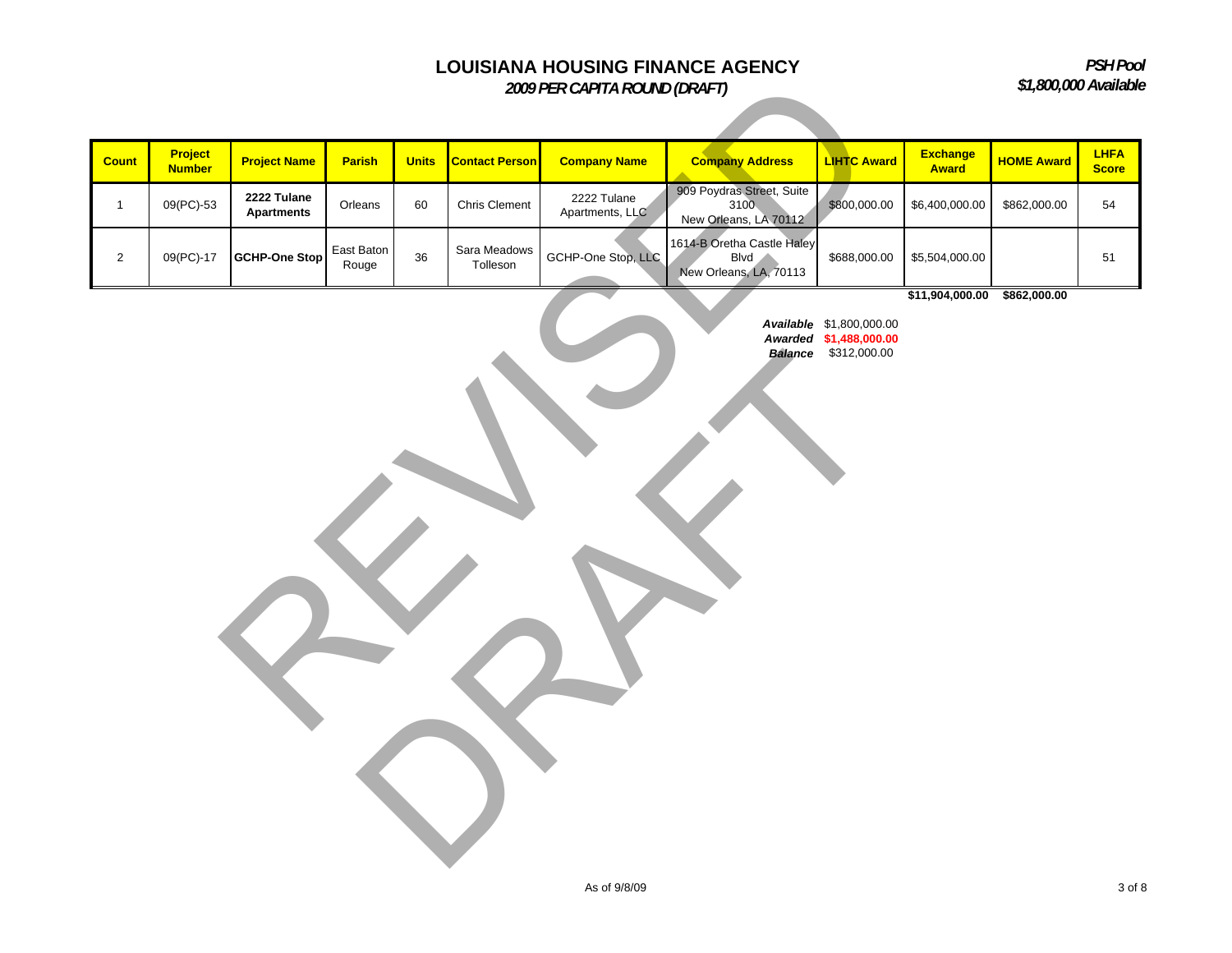# LOUISIANA HOUSING FINANCE AGENCY

***2009 PER CAPITA ROUND (DRAFT)***

***PSH Pool***
***$1,800,000 Available***

| Count | Project Number | Project Name | Parish | Units | Contact Person | Company Name | Company Address | LIHTC Award | Exchange Award | HOME Award | LHFA Score |
|---|---|---|---|---|---|---|---|---|---|---|---|
| 1 | 09(PC)-53 | **2222 Tulane Apartments** | Orleans | 60 | Chris Clement | 2222 Tulane Apartments, LLC | 909 Poydras Street, Suite 3100 New Orleans, LA 70112 | $800,000.00 | $6,400,000.00 | $862,000.00 | 54 |
| 2 | 09(PC)-17 | **GCHP-One Stop** | East Baton Rouge | 36 | Sara Meadows Tolleson | GCHP-One Stop, LLC | 1614-B Oretha Castle Haley Blvd New Orleans, LA, 70113 | $688,000.00 | $5,504,000.00 | | 51 |
| | | | | | | | | | **$11,904,000.00** | **$862,000.00** | |

| | |
|---|---|
| ***Available*** | $1,800,000.00 |
| ***Awarded*** | **$1,488,000.00** |
| ***Balance*** | $312,000.00 |

REVISED DRAFT

As of 9/8/09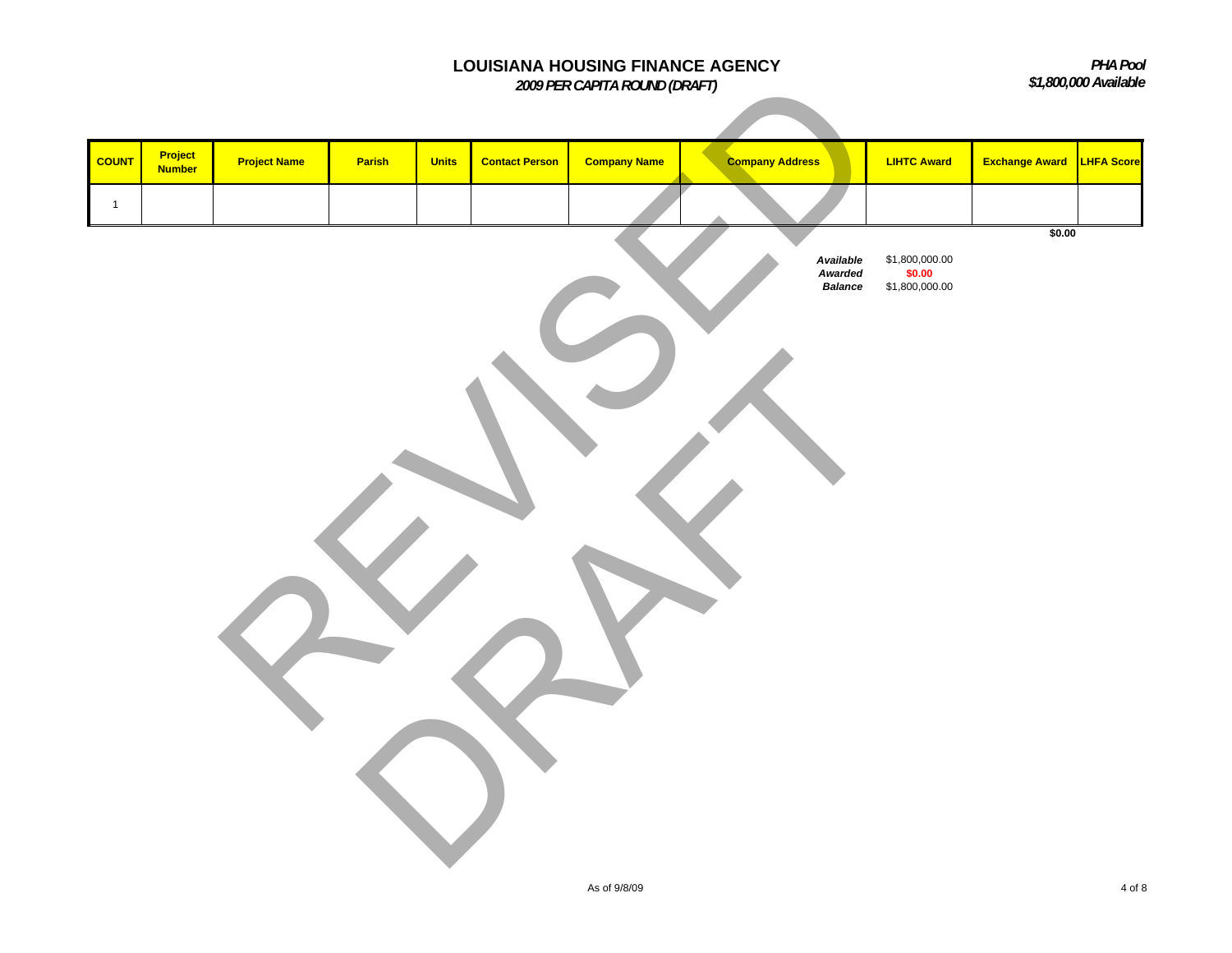# LOUISIANA HOUSING FINANCE AGENCY

***2009 PER CAPITA ROUND (DRAFT)***

***PHA Pool***
***$1,800,000 Available***

| COUNT | Project Number | Project Name | Parish | Units | Contact Person | Company Name | Company Address | LIHTC Award | Exchange Award | LHFA Score |
|---|---|---|---|---|---|---|---|---|---|---|
| 1 | | | | | | | | | | |
| | | | | | | | | | **$0.00** | |

| | |
|---|---|
| ***Available*** | $1,800,000.00 |
| ***Awarded*** | **$0.00** |
| ***Balance*** | $1,800,000.00 |

REVISED DRAFT

As of 9/8/09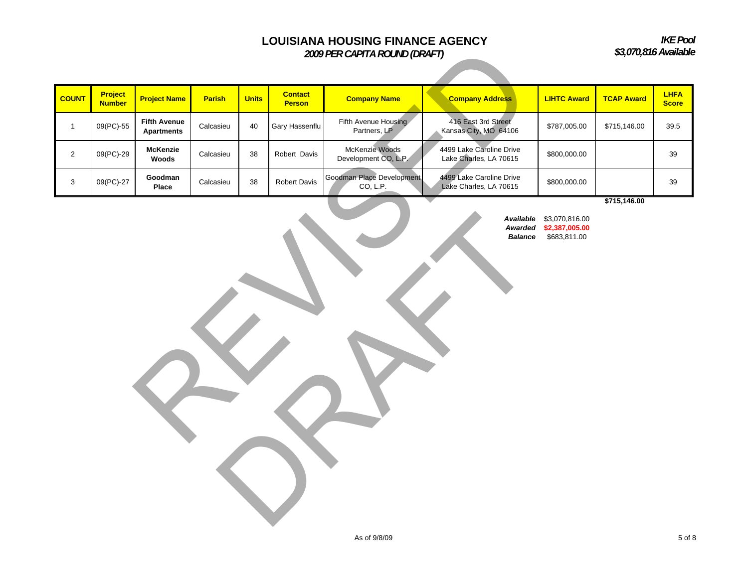# LOUISIANA HOUSING FINANCE AGENCY

## *2009 PER CAPITA ROUND (DRAFT)*

***IKE Pool***
***$3,070,816 Available***

| COUNT | Project Number | Project Name | Parish | Units | Contact Person | Company Name | Company Address | LIHTC Award | TCAP Award | LHFA Score |
|---|---|---|---|---|---|---|---|---|---|---|
| 1 | 09(PC)-55 | **Fifth Avenue Apartments** | Calcasieu | 40 | Gary Hassenflu | Fifth Avenue Housing Partners, LP | 416 East 3rd Street Kansas City, MO 64106 | $787,005.00 | $715,146.00 | 39.5 |
| 2 | 09(PC)-29 | **McKenzie Woods** | Calcasieu | 38 | Robert Davis | McKenzie Woods Development CO, L.P. | 4499 Lake Caroline Drive Lake Charles, LA 70615 | $800,000.00 | | 39 |
| 3 | 09(PC)-27 | **Goodman Place** | Calcasieu | 38 | Robert Davis | Goodman Place Development CO, L.P. | 4499 Lake Caroline Drive Lake Charles, LA 70615 | $800,000.00 | | 39 |
| | | | | | | | | | **$715,146.00** | |

| | |
|---|---|
| ***Available*** | $3,070,816.00 |
| ***Awarded*** | **$2,387,005.00** |
| ***Balance*** | $683,811.00 |

REVISED DRAFT

As of 9/8/09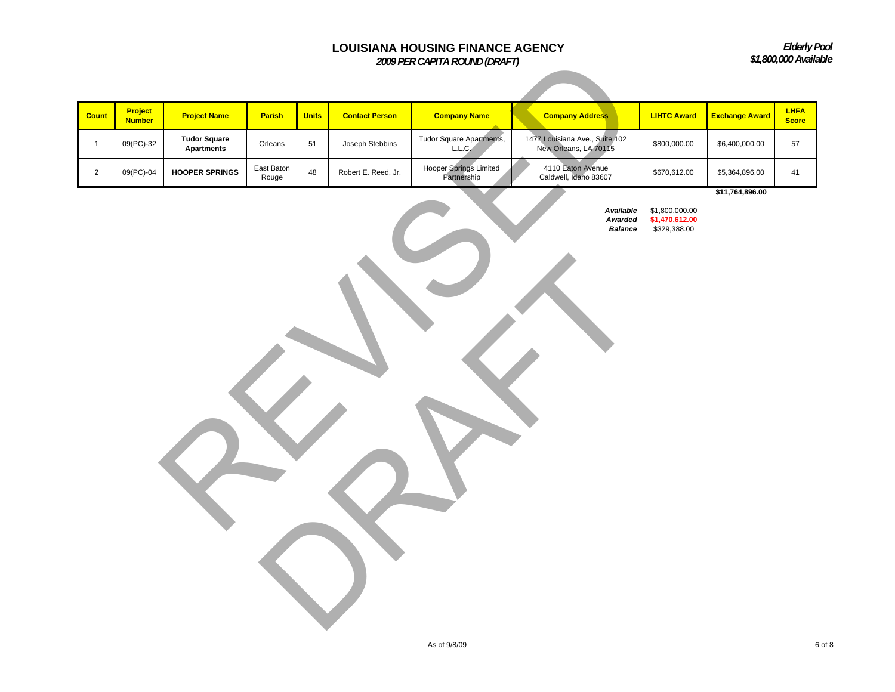# LOUISIANA HOUSING FINANCE AGENCY

***2009 PER CAPITA ROUND (DRAFT)***

***Elderly Pool***
***$1,800,000 Available***

| Count | Project Number | Project Name | Parish | Units | Contact Person | Company Name | Company Address | LIHTC Award | Exchange Award | LHFA Score |
|---|---|---|---|---|---|---|---|---|---|---|
| 1 | 09(PC)-32 | **Tudor Square Apartments** | Orleans | 51 | Joseph Stebbins | Tudor Square Apartments, L.L.C. | 1477 Louisiana Ave., Suite 102 New Orleans, LA 70115 | $800,000.00 | $6,400,000.00 | 57 |
| 2 | 09(PC)-04 | **HOOPER SPRINGS** | East Baton Rouge | 48 | Robert E. Reed, Jr. | Hooper Springs Limited Partnership | 4110 Eaton Avenue Caldwell, Idaho 83607 | $670,612.00 | $5,364,896.00 | 41 |
| | | | | | | | | | **$11,764,896.00** | |

| | |
|---|---|
| ***Available*** | $1,800,000.00 |
| ***Awarded*** | **$1,470,612.00** |
| ***Balance*** | $329,388.00 |

REVISED DRAFT

As of 9/8/09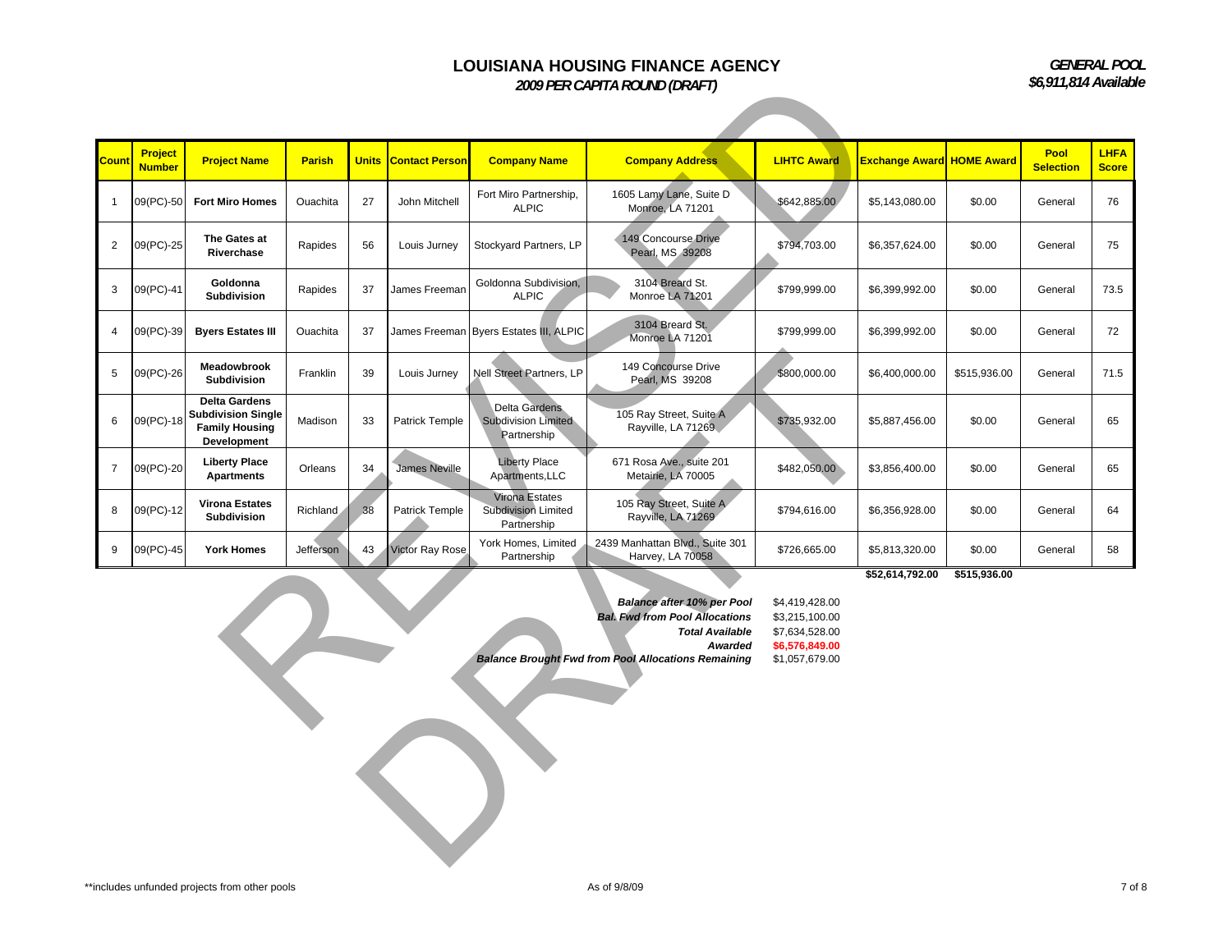# LOUISIANA HOUSING FINANCE AGENCY

## *2009 PER CAPITA ROUND (DRAFT)*

***GENERAL POOL***
***$6,911,814 Available***

| Count | Project Number | Project Name | Parish | Units | Contact Person | Company Name | Company Address | LIHTC Award | Exchange Award | HOME Award | Pool Selection | LHFA Score |
|---|---|---|---|---|---|---|---|---|---|---|---|---|
| 1 | 09(PC)-50 | **Fort Miro Homes** | Ouachita | 27 | John Mitchell | Fort Miro Partnership, ALPIC | 1605 Lamy Lane, Suite D Monroe, LA 71201 | $642,885.00 | $5,143,080.00 | $0.00 | General | 76 |
| 2 | 09(PC)-25 | **The Gates at Riverchase** | Rapides | 56 | Louis Jurney | Stockyard Partners, LP | 149 Concourse Drive Pearl, MS 39208 | $794,703.00 | $6,357,624.00 | $0.00 | General | 75 |
| 3 | 09(PC)-41 | **Goldonna Subdivision** | Rapides | 37 | James Freeman | Goldonna Subdivision, ALPIC | 3104 Breard St. Monroe LA 71201 | $799,999.00 | $6,399,992.00 | $0.00 | General | 73.5 |
| 4 | 09(PC)-39 | **Byers Estates III** | Ouachita | 37 | James Freeman | Byers Estates III, ALPIC | 3104 Breard St. Monroe LA 71201 | $799,999.00 | $6,399,992.00 | $0.00 | General | 72 |
| 5 | 09(PC)-26 | **Meadowbrook Subdivision** | Franklin | 39 | Louis Jurney | Nell Street Partners, LP | 149 Concourse Drive Pearl, MS 39208 | $800,000.00 | $6,400,000.00 | $515,936.00 | General | 71.5 |
| 6 | 09(PC)-18 | **Delta Gardens Subdivision Single Family Housing Development** | Madison | 33 | Patrick Temple | Delta Gardens Subdivision Limited Partnership | 105 Ray Street, Suite A Rayville, LA 71269 | $735,932.00 | $5,887,456.00 | $0.00 | General | 65 |
| 7 | 09(PC)-20 | **Liberty Place Apartments** | Orleans | 34 | James Neville | Liberty Place Apartments,LLC | 671 Rosa Ave., suite 201 Metairie, LA 70005 | $482,050.00 | $3,856,400.00 | $0.00 | General | 65 |
| 8 | 09(PC)-12 | **Virona Estates Subdivision** | Richland | 38 | Patrick Temple | Virona Estates Subdivision Limited Partnership | 105 Ray Street, Suite A Rayville, LA 71269 | $794,616.00 | $6,356,928.00 | $0.00 | General | 64 |
| 9 | 09(PC)-45 | **York Homes** | Jefferson | 43 | Victor Ray Rose | York Homes, Limited Partnership | 2439 Manhattan Blvd., Suite 301 Harvey, LA 70058 | $726,665.00 | $5,813,320.00 | $0.00 | General | 58 |
| | | | | | | | | | **$52,614,792.00** | **$515,936.00** | | |

| | |
|---|---|
| ***Balance after 10% per Pool*** | $4,419,428.00 |
| ***Bal. Fwd from Pool Allocations*** | $3,215,100.00 |
| ***Total Available*** | $7,634,528.00 |
| ***Awarded*** | **$6,576,849.00** |
| ***Balance Brought Fwd from Pool Allocations Remaining*** | $1,057,679.00 |

REVISED DRAFT

**includes unfunded projects from other pools

As of 9/8/09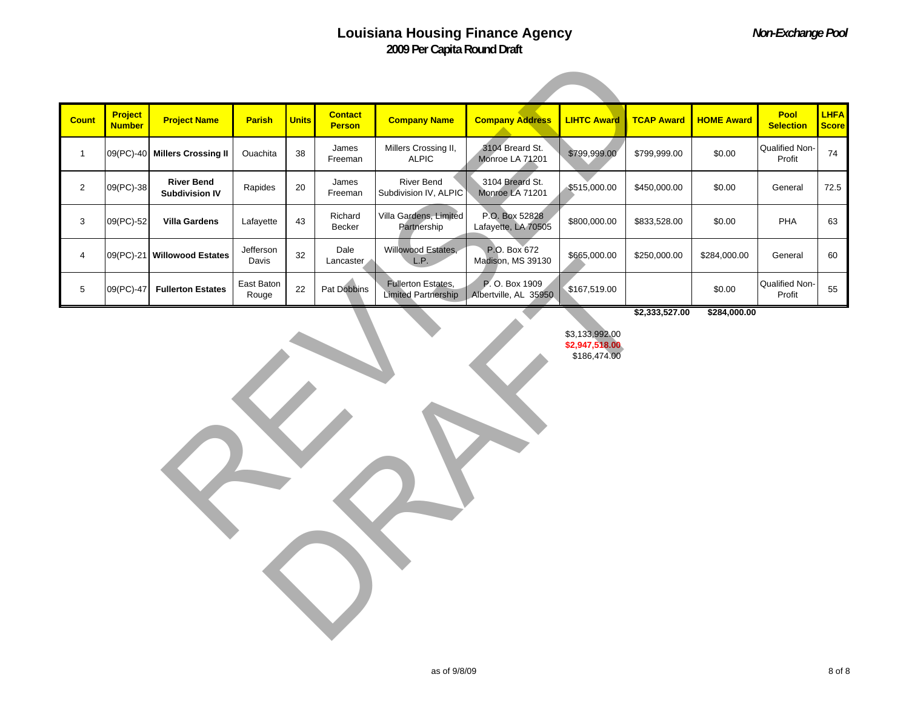# Louisiana Housing Finance Agency

## 2009 Per Capita Round Draft

***Non-Exchange Pool***

REVISED DRAFT

| Count | Project Number | Project Name | Parish | Units | Contact Person | Company Name | Company Address | LIHTC Award | TCAP Award | HOME Award | Pool Selection | LHFA Score |
|---|---|---|---|---|---|---|---|---|---|---|---|---|
| 1 | 09(PC)-40 | **Millers Crossing II** | Ouachita | 38 | James Freeman | Millers Crossing II, ALPIC | 3104 Breard St. Monroe LA 71201 | $799,999.00 | $799,999.00 | $0.00 | Qualified Non-Profit | 74 |
| 2 | 09(PC)-38 | **River Bend Subdivision IV** | Rapides | 20 | James Freeman | River Bend Subdivision IV, ALPIC | 3104 Breard St. Monroe LA 71201 | $515,000.00 | $450,000.00 | $0.00 | General | 72.5 |
| 3 | 09(PC)-52 | **Villa Gardens** | Lafayette | 43 | Richard Becker | Villa Gardens, Limited Partnership | P.O. Box 52828 Lafayette, LA 70505 | $800,000.00 | $833,528.00 | $0.00 | PHA | 63 |
| 4 | 09(PC)-21 | **Willowood Estates** | Jefferson Davis | 32 | Dale Lancaster | Willowood Estates, L.P. | P.O. Box 672 Madison, MS 39130 | $665,000.00 | $250,000.00 | $284,000.00 | General | 60 |
| 5 | 09(PC)-47 | **Fullerton Estates** | East Baton Rouge | 22 | Pat Dobbins | Fullerton Estates, Limited Partnership | P. O. Box 1909 Albertville, AL 35950 | $167,519.00 | | $0.00 | Qualified Non-Profit | 55 |
| | | | | | | | | | **$2,333,527.00** | **$284,000.00** | | |
| | | | | | | | | $3,133,992.00 | | | | |
| | | | | | | | | **$2,947,518.00** | | | | |
| | | | | | | | | $186,474.00 | | | | |

as of 9/8/09